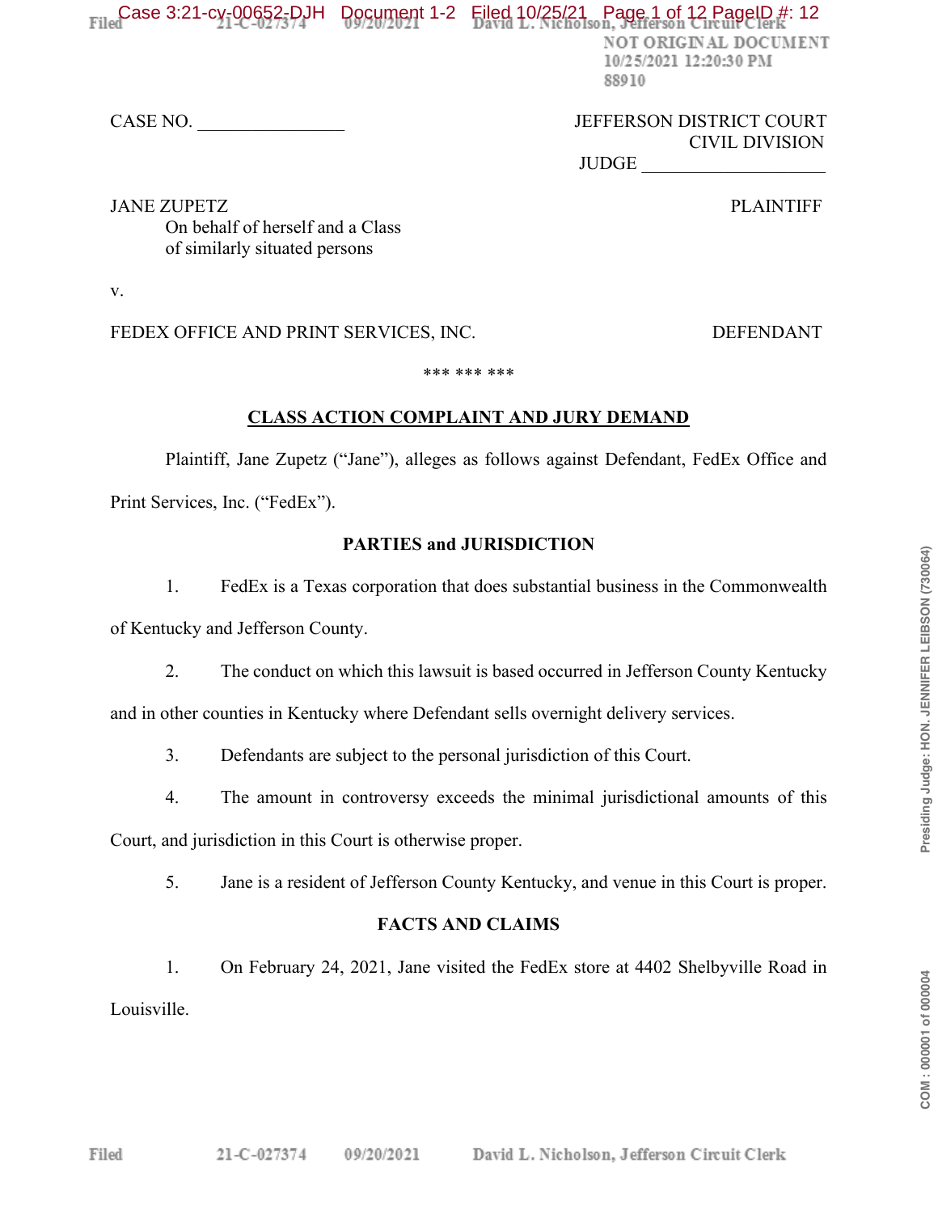CASE NO. ________________

JEFFERSON DISTRICT COURT
CIVIL DIVISION
JUDGE ____________________

JANE ZUPETZ
On behalf of herself and a Class
of similarly situated persons

PLAINTIFF

v.

FEDEX OFFICE AND PRINT SERVICES, INC.

DEFENDANT

\*\*\* \*\*\* \*\*\*

## CLASS ACTION COMPLAINT AND JURY DEMAND

Plaintiff, Jane Zupetz ("Jane"), alleges as follows against Defendant, FedEx Office and Print Services, Inc. ("FedEx").

### PARTIES and JURISDICTION

1. FedEx is a Texas corporation that does substantial business in the Commonwealth of Kentucky and Jefferson County.

2. The conduct on which this lawsuit is based occurred in Jefferson County Kentucky and in other counties in Kentucky where Defendant sells overnight delivery services.

3. Defendants are subject to the personal jurisdiction of this Court.

4. The amount in controversy exceeds the minimal jurisdictional amounts of this Court, and jurisdiction in this Court is otherwise proper.

5. Jane is a resident of Jefferson County Kentucky, and venue in this Court is proper.

### FACTS AND CLAIMS

1. On February 24, 2021, Jane visited the FedEx store at 4402 Shelbyville Road in Louisville.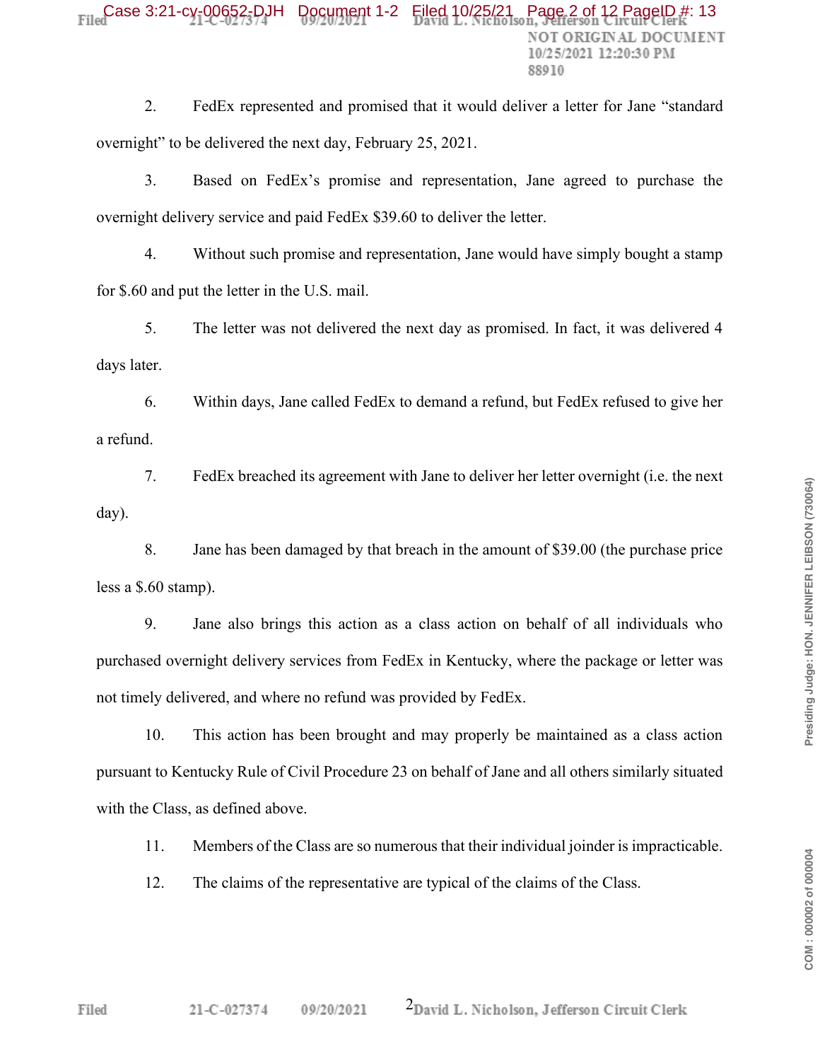2. FedEx represented and promised that it would deliver a letter for Jane "standard overnight" to be delivered the next day, February 25, 2021.

3. Based on FedEx's promise and representation, Jane agreed to purchase the overnight delivery service and paid FedEx $39.60 to deliver the letter.

4. Without such promise and representation, Jane would have simply bought a stamp for $.60 and put the letter in the U.S. mail.

5. The letter was not delivered the next day as promised. In fact, it was delivered 4 days later.

6. Within days, Jane called FedEx to demand a refund, but FedEx refused to give her a refund.

7. FedEx breached its agreement with Jane to deliver her letter overnight (i.e. the next day).

8. Jane has been damaged by that breach in the amount of $39.00 (the purchase price less a $.60 stamp).

9. Jane also brings this action as a class action on behalf of all individuals who purchased overnight delivery services from FedEx in Kentucky, where the package or letter was not timely delivered, and where no refund was provided by FedEx.

10. This action has been brought and may properly be maintained as a class action pursuant to Kentucky Rule of Civil Procedure 23 on behalf of Jane and all others similarly situated with the Class, as defined above.

11. Members of the Class are so numerous that their individual joinder is impracticable.

12. The claims of the representative are typical of the claims of the Class.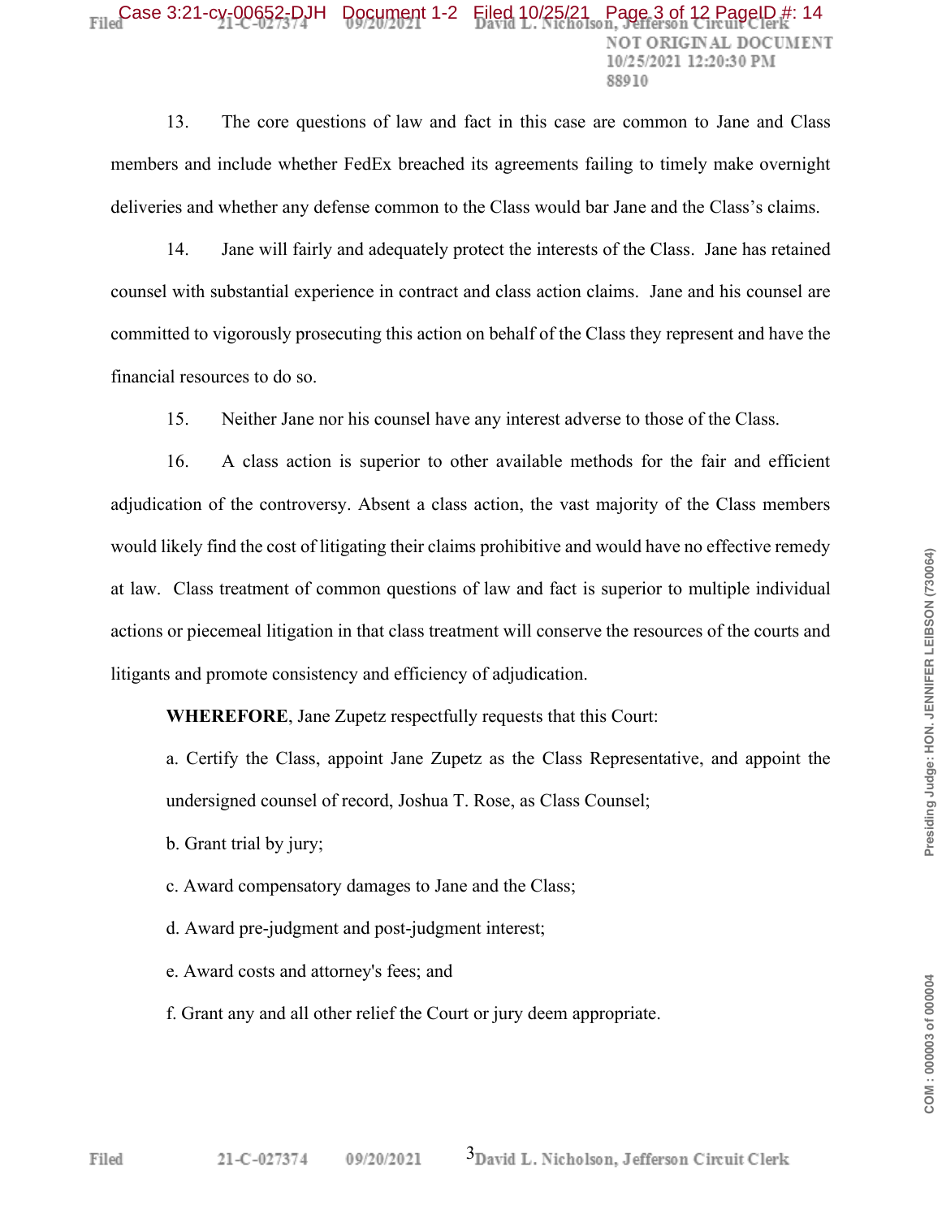13. The core questions of law and fact in this case are common to Jane and Class members and include whether FedEx breached its agreements failing to timely make overnight deliveries and whether any defense common to the Class would bar Jane and the Class's claims.

14. Jane will fairly and adequately protect the interests of the Class. Jane has retained counsel with substantial experience in contract and class action claims. Jane and his counsel are committed to vigorously prosecuting this action on behalf of the Class they represent and have the financial resources to do so.

15. Neither Jane nor his counsel have any interest adverse to those of the Class.

16. A class action is superior to other available methods for the fair and efficient adjudication of the controversy. Absent a class action, the vast majority of the Class members would likely find the cost of litigating their claims prohibitive and would have no effective remedy at law. Class treatment of common questions of law and fact is superior to multiple individual actions or piecemeal litigation in that class treatment will conserve the resources of the courts and litigants and promote consistency and efficiency of adjudication.

**WHEREFORE**, Jane Zupetz respectfully requests that this Court:

a. Certify the Class, appoint Jane Zupetz as the Class Representative, and appoint the undersigned counsel of record, Joshua T. Rose, as Class Counsel;

b. Grant trial by jury;

c. Award compensatory damages to Jane and the Class;

d. Award pre-judgment and post-judgment interest;

e. Award costs and attorney's fees; and

f. Grant any and all other relief the Court or jury deem appropriate.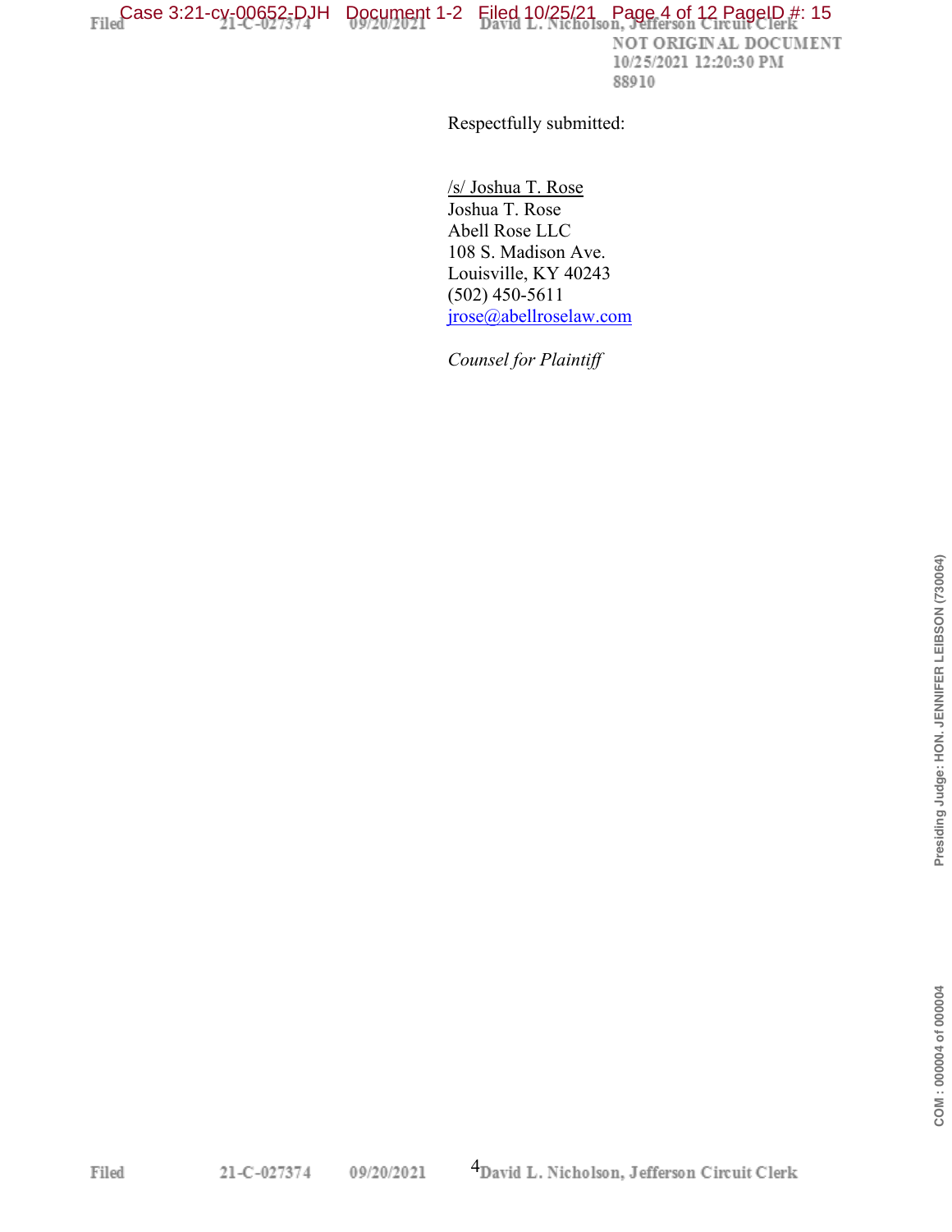Respectfully submitted:

/s/ Joshua T. Rose
Joshua T. Rose
Abell Rose LLC
108 S. Madison Ave.
Louisville, KY 40243
(502) 450-5611
jrose@abellroselaw.com

*Counsel for Plaintiff*